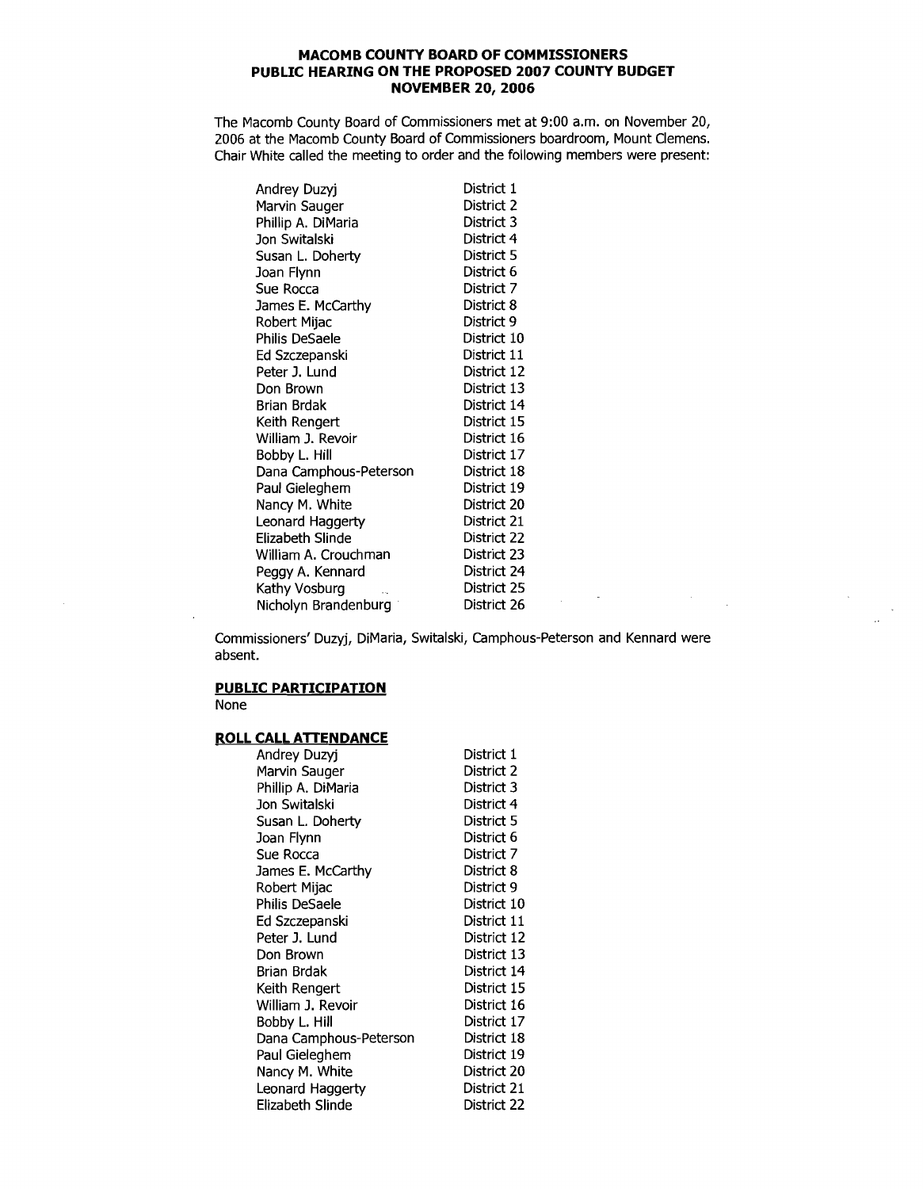**MACOMB COUNTY BOARD OF COMMISSIONERS**
**PUBLIC HEARING ON THE PROPOSED 2007 COUNTY BUDGET**
**NOVEMBER 20, 2006**

The Macomb County Board of Commissioners met at 9:00 a.m. on November 20, 2006 at the Macomb County Board of Commissioners boardroom, Mount Clemens. Chair White called the meeting to order and the following members were present:

| | |
|---|---|
| Andrey Duzyj | District 1 |
| Marvin Sauger | District 2 |
| Phillip A. DiMaria | District 3 |
| Jon Switalski | District 4 |
| Susan L. Doherty | District 5 |
| Joan Flynn | District 6 |
| Sue Rocca | District 7 |
| James E. McCarthy | District 8 |
| Robert Mijac | District 9 |
| Philis DeSaele | District 10 |
| Ed Szczepanski | District 11 |
| Peter J. Lund | District 12 |
| Don Brown | District 13 |
| Brian Brdak | District 14 |
| Keith Rengert | District 15 |
| William J. Revoir | District 16 |
| Bobby L. Hill | District 17 |
| Dana Camphous-Peterson | District 18 |
| Paul Gieleghem | District 19 |
| Nancy M. White | District 20 |
| Leonard Haggerty | District 21 |
| Elizabeth Slinde | District 22 |
| William A. Crouchman | District 23 |
| Peggy A. Kennard | District 24 |
| Kathy Vosburg | District 25 |
| Nicholyn Brandenburg | District 26 |

Commissioners' Duzyj, DiMaria, Switalski, Camphous-Peterson and Kennard were absent.

**PUBLIC PARTICIPATION**

None

**ROLL CALL ATTENDANCE**

| | |
|---|---|
| Andrey Duzyj | District 1 |
| Marvin Sauger | District 2 |
| Phillip A. DiMaria | District 3 |
| Jon Switalski | District 4 |
| Susan L. Doherty | District 5 |
| Joan Flynn | District 6 |
| Sue Rocca | District 7 |
| James E. McCarthy | District 8 |
| Robert Mijac | District 9 |
| Philis DeSaele | District 10 |
| Ed Szczepanski | District 11 |
| Peter J. Lund | District 12 |
| Don Brown | District 13 |
| Brian Brdak | District 14 |
| Keith Rengert | District 15 |
| William J. Revoir | District 16 |
| Bobby L. Hill | District 17 |
| Dana Camphous-Peterson | District 18 |
| Paul Gieleghem | District 19 |
| Nancy M. White | District 20 |
| Leonard Haggerty | District 21 |
| Elizabeth Slinde | District 22 |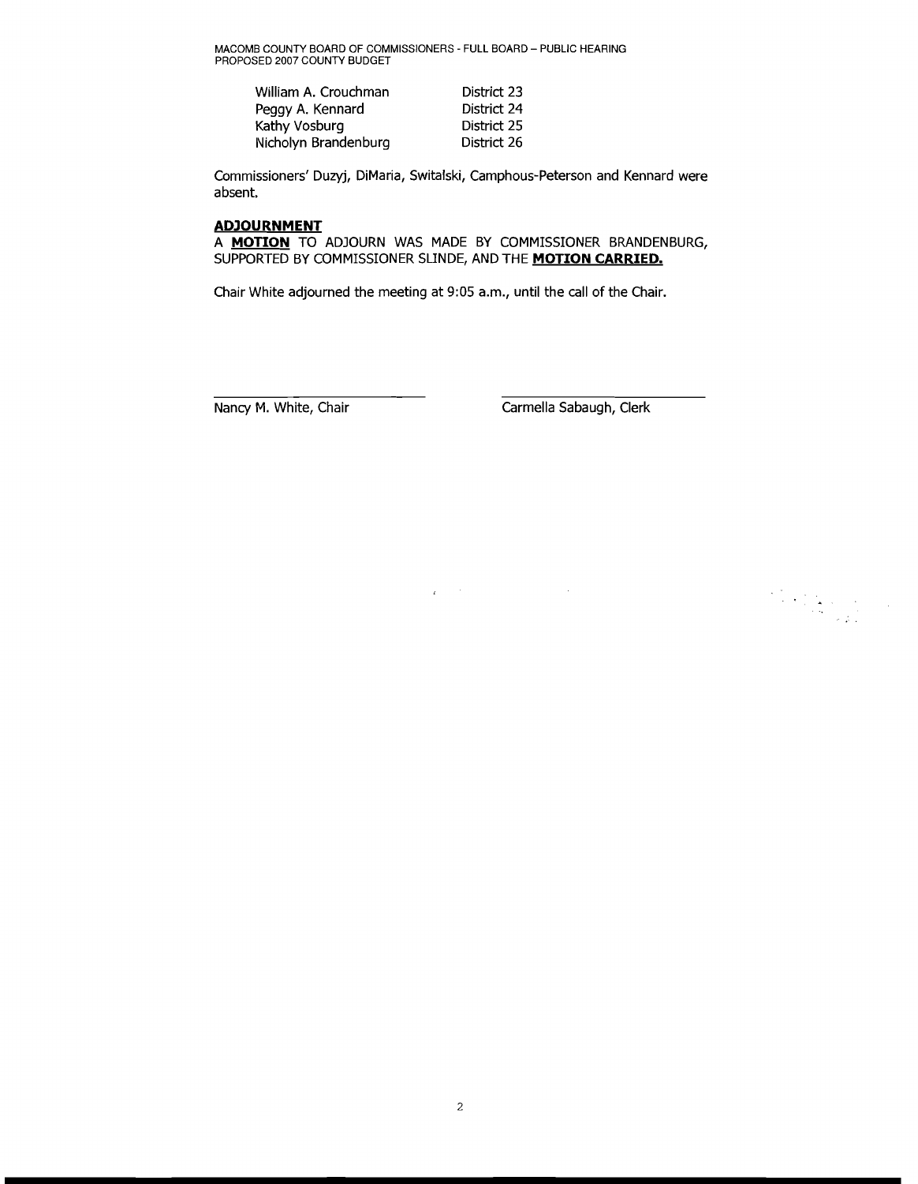| | |
|---|---|
| William A. Crouchman | District 23 |
| Peggy A. Kennard | District 24 |
| Kathy Vosburg | District 25 |
| Nicholyn Brandenburg | District 26 |

Commissioners' Duzyj, DiMaria, Switalski, Camphous-Peterson and Kennard were absent.

**ADJOURNMENT**

A **MOTION** TO ADJOURN WAS MADE BY COMMISSIONER BRANDENBURG, SUPPORTED BY COMMISSIONER SLINDE, AND THE **MOTION CARRIED.**

Chair White adjourned the meeting at 9:05 a.m., until the call of the Chair.

Nancy M. White, Chair

Carmella Sabaugh, Clerk